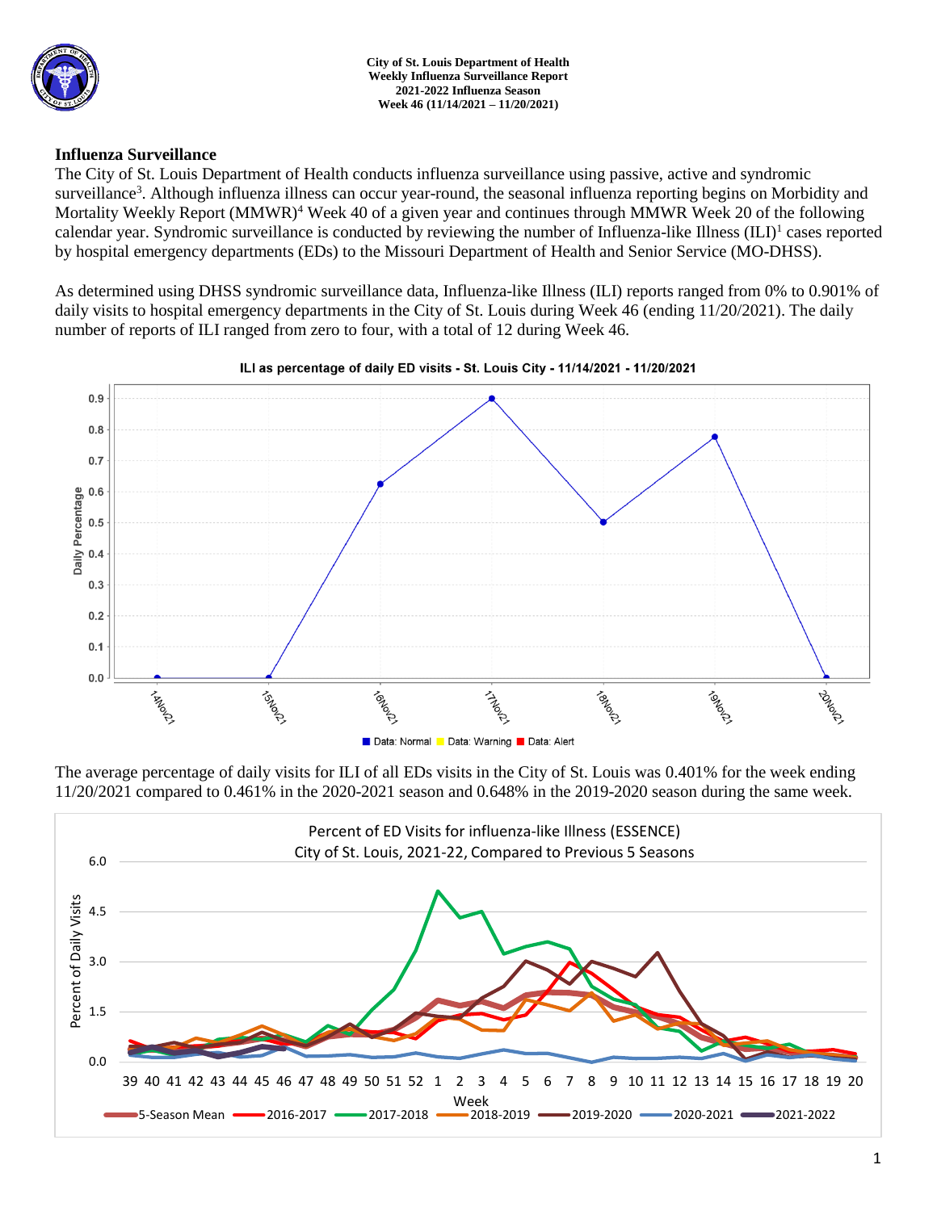**City of St. Louis Department of Health**
**Weekly Influenza Surveillance Report**
**2021-2022 Influenza Season**
**Week 46 (11/14/2021 – 11/20/2021)**

## Influenza Surveillance

The City of St. Louis Department of Health conducts influenza surveillance using passive, active and syndromic surveillance[3]. Although influenza illness can occur year-round, the seasonal influenza reporting begins on Morbidity and Mortality Weekly Report (MMWR)[4] Week 40 of a given year and continues through MMWR Week 20 of the following calendar year. Syndromic surveillance is conducted by reviewing the number of Influenza-like Illness (ILI)[1] cases reported by hospital emergency departments (EDs) to the Missouri Department of Health and Senior Service (MO-DHSS).

As determined using DHSS syndromic surveillance data, Influenza-like Illness (ILI) reports ranged from 0% to 0.901% of daily visits to hospital emergency departments in the City of St. Louis during Week 46 (ending 11/20/2021). The daily number of reports of ILI ranged from zero to four, with a total of 12 during Week 46.

The average percentage of daily visits for ILI of all EDs visits in the City of St. Louis was 0.401% for the week ending 11/20/2021 compared to 0.461% in the 2020-2021 season and 0.648% in the 2019-2020 season during the same week.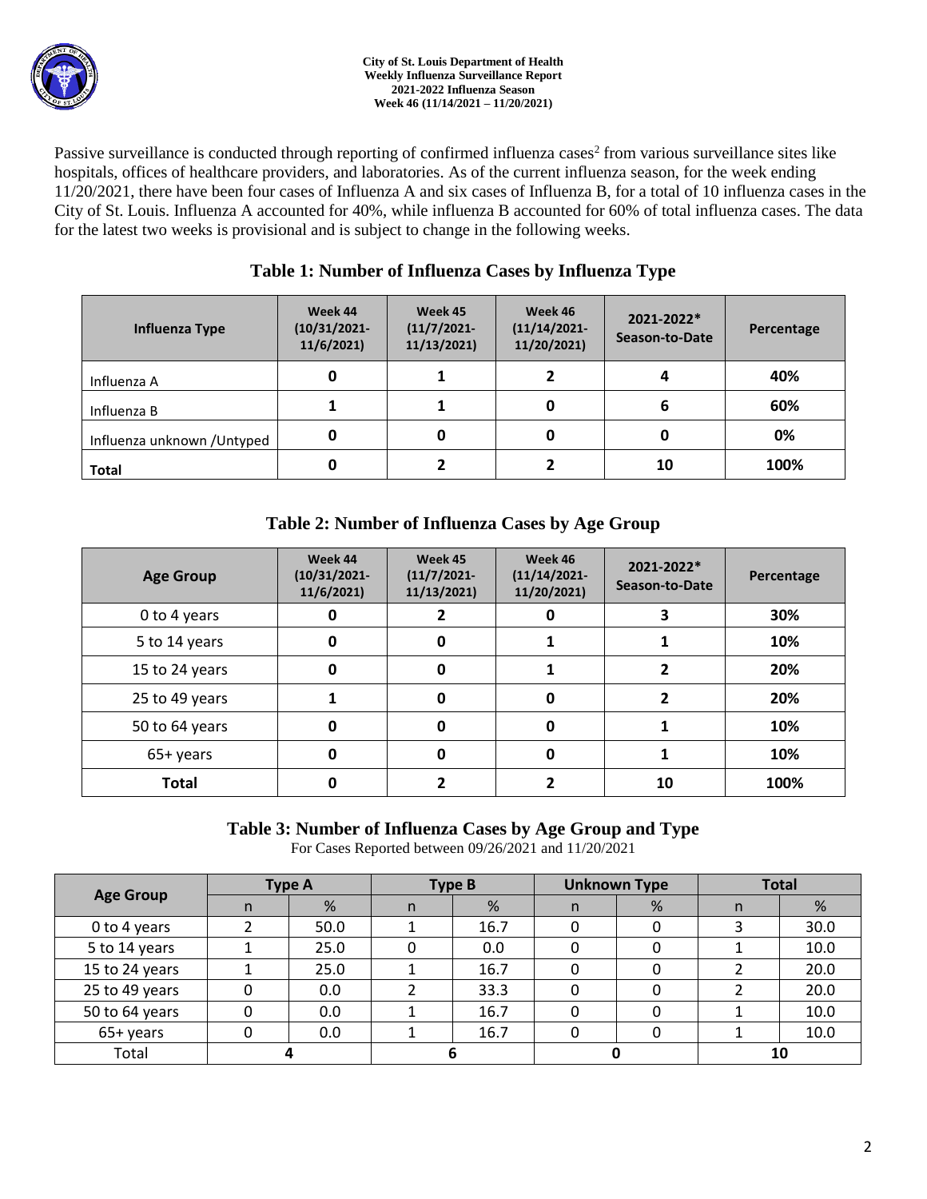Passive surveillance is conducted through reporting of confirmed influenza cases[2] from various surveillance sites like hospitals, offices of healthcare providers, and laboratories. As of the current influenza season, for the week ending 11/20/2021, there have been four cases of Influenza A and six cases of Influenza B, for a total of 10 influenza cases in the City of St. Louis. Influenza A accounted for 40%, while influenza B accounted for 60% of total influenza cases. The data for the latest two weeks is provisional and is subject to change in the following weeks.

### Table 1: Number of Influenza Cases by Influenza Type

| Influenza Type | Week 44 (10/31/2021-11/6/2021) | Week 45 (11/7/2021-11/13/2021) | Week 46 (11/14/2021-11/20/2021) | 2021-2022* Season-to-Date | Percentage |
|---|---|---|---|---|---|
| Influenza A | 0 | 1 | 2 | 4 | 40% |
| Influenza B | 1 | 1 | 0 | 6 | 60% |
| Influenza unknown /Untyped | 0 | 0 | 0 | 0 | 0% |
| **Total** | 0 | 2 | 2 | 10 | 100% |

### Table 2: Number of Influenza Cases by Age Group

| Age Group | Week 44 (10/31/2021-11/6/2021) | Week 45 (11/7/2021-11/13/2021) | Week 46 (11/14/2021-11/20/2021) | 2021-2022* Season-to-Date | Percentage |
|---|---|---|---|---|---|
| 0 to 4 years | 0 | 2 | 0 | 3 | 30% |
| 5 to 14 years | 0 | 0 | 1 | 1 | 10% |
| 15 to 24 years | 0 | 0 | 1 | 2 | 20% |
| 25 to 49 years | 1 | 0 | 0 | 2 | 20% |
| 50 to 64 years | 0 | 0 | 0 | 1 | 10% |
| 65+ years | 0 | 0 | 0 | 1 | 10% |
| **Total** | 0 | 2 | 2 | 10 | 100% |

### Table 3: Number of Influenza Cases by Age Group and Type

For Cases Reported between 09/26/2021 and 11/20/2021

| Age Group | Type A | | Type B | | Unknown Type | | Total | |
|---|---|---|---|---|---|---|---|---|
| | n | % | n | % | n | % | n | % |
| 0 to 4 years | 2 | 50.0 | 1 | 16.7 | 0 | 0 | 3 | 30.0 |
| 5 to 14 years | 1 | 25.0 | 0 | 0.0 | 0 | 0 | 1 | 10.0 |
| 15 to 24 years | 1 | 25.0 | 1 | 16.7 | 0 | 0 | 2 | 20.0 |
| 25 to 49 years | 0 | 0.0 | 2 | 33.3 | 0 | 0 | 2 | 20.0 |
| 50 to 64 years | 0 | 0.0 | 1 | 16.7 | 0 | 0 | 1 | 10.0 |
| 65+ years | 0 | 0.0 | 1 | 16.7 | 0 | 0 | 1 | 10.0 |
| Total | 4 | | 6 | | 0 | | 10 | |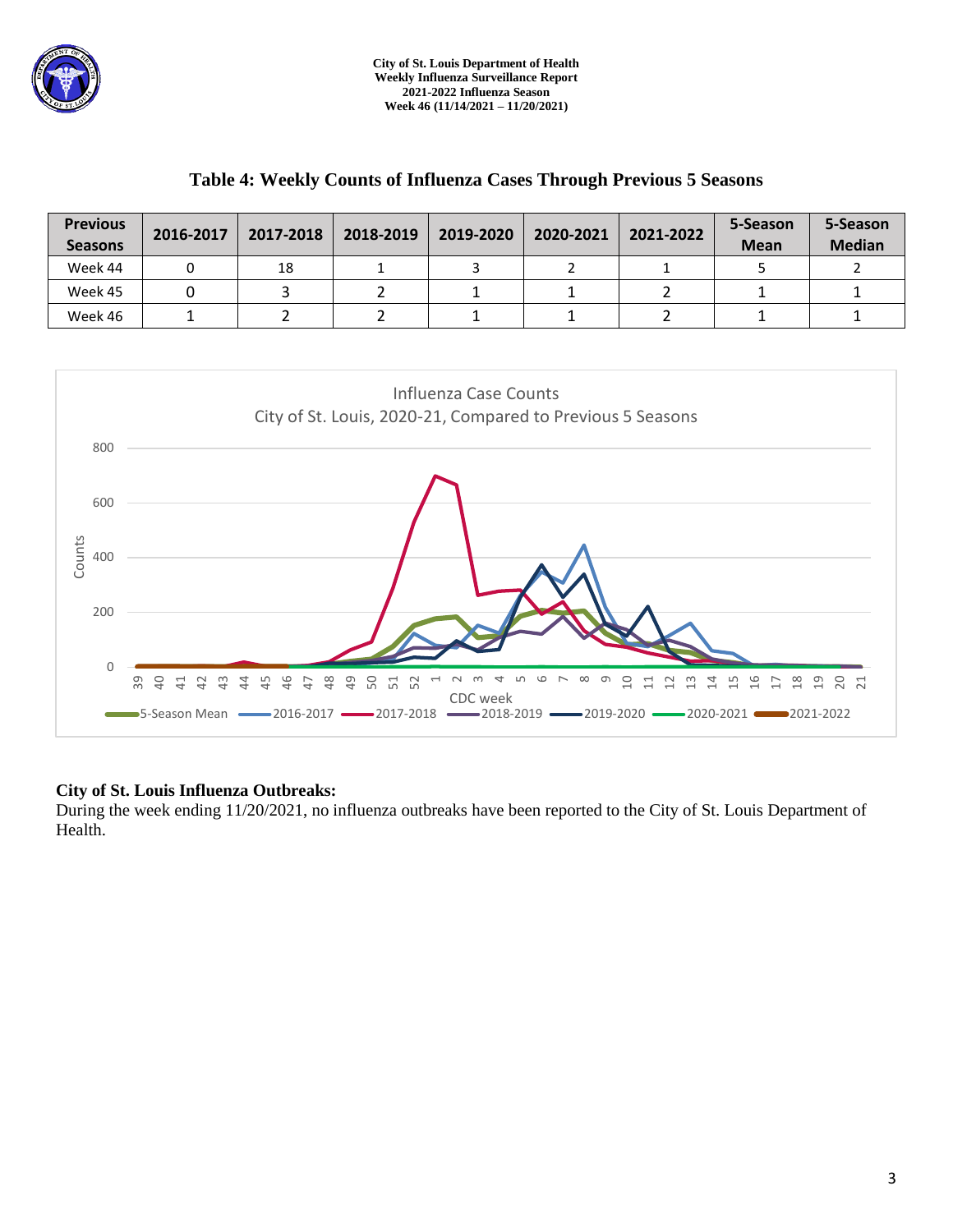City of St. Louis Department of Health
Weekly Influenza Surveillance Report
2021-2022 Influenza Season
Week 46 (11/14/2021 – 11/20/2021)

## Table 4: Weekly Counts of Influenza Cases Through Previous 5 Seasons

| Previous Seasons | 2016-2017 | 2017-2018 | 2018-2019 | 2019-2020 | 2020-2021 | 2021-2022 | 5-Season Mean | 5-Season Median |
|---|---|---|---|---|---|---|---|---|
| Week 44 | 0 | 18 | 1 | 3 | 2 | 1 | 5 | 2 |
| Week 45 | 0 | 3 | 2 | 1 | 1 | 2 | 1 | 1 |
| Week 46 | 1 | 2 | 2 | 1 | 1 | 2 | 1 | 1 |

Influenza Case Counts
City of St. Louis, 2020-21, Compared to Previous 5 Seasons

Legend: 5-Season Mean, 2016-2017, 2017-2018, 2018-2019, 2019-2020, 2020-2021, 2021-2022

Y-axis: Counts (0, 200, 400, 600, 800)

X-axis: CDC week (39 through 52, then 1 through 21)

### City of St. Louis Influenza Outbreaks:

During the week ending 11/20/2021, no influenza outbreaks have been reported to the City of St. Louis Department of Health.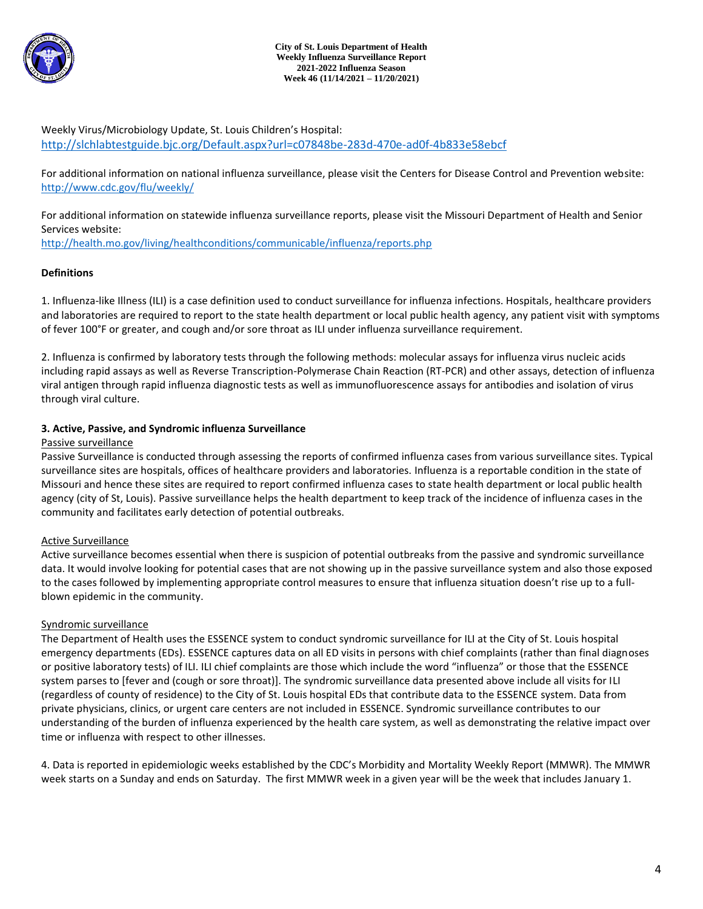Weekly Virus/Microbiology Update, St. Louis Children's Hospital:
http://slchlabtestguide.bjc.org/Default.aspx?url=c07848be-283d-470e-ad0f-4b833e58ebcf

For additional information on national influenza surveillance, please visit the Centers for Disease Control and Prevention website:
http://www.cdc.gov/flu/weekly/

For additional information on statewide influenza surveillance reports, please visit the Missouri Department of Health and Senior Services website:
http://health.mo.gov/living/healthconditions/communicable/influenza/reports.php

**Definitions**

1. Influenza-like Illness (ILI) is a case definition used to conduct surveillance for influenza infections. Hospitals, healthcare providers and laboratories are required to report to the state health department or local public health agency, any patient visit with symptoms of fever 100°F or greater, and cough and/or sore throat as ILI under influenza surveillance requirement.

2. Influenza is confirmed by laboratory tests through the following methods: molecular assays for influenza virus nucleic acids including rapid assays as well as Reverse Transcription-Polymerase Chain Reaction (RT-PCR) and other assays, detection of influenza viral antigen through rapid influenza diagnostic tests as well as immunofluorescence assays for antibodies and isolation of virus through viral culture.

**3. Active, Passive, and Syndromic influenza Surveillance**

Passive surveillance

Passive Surveillance is conducted through assessing the reports of confirmed influenza cases from various surveillance sites. Typical surveillance sites are hospitals, offices of healthcare providers and laboratories. Influenza is a reportable condition in the state of Missouri and hence these sites are required to report confirmed influenza cases to state health department or local public health agency (city of St, Louis). Passive surveillance helps the health department to keep track of the incidence of influenza cases in the community and facilitates early detection of potential outbreaks.

Active Surveillance

Active surveillance becomes essential when there is suspicion of potential outbreaks from the passive and syndromic surveillance data. It would involve looking for potential cases that are not showing up in the passive surveillance system and also those exposed to the cases followed by implementing appropriate control measures to ensure that influenza situation doesn't rise up to a full-blown epidemic in the community.

Syndromic surveillance

The Department of Health uses the ESSENCE system to conduct syndromic surveillance for ILI at the City of St. Louis hospital emergency departments (EDs). ESSENCE captures data on all ED visits in persons with chief complaints (rather than final diagnoses or positive laboratory tests) of ILI. ILI chief complaints are those which include the word "influenza" or those that the ESSENCE system parses to [fever and (cough or sore throat)]. The syndromic surveillance data presented above include all visits for ILI (regardless of county of residence) to the City of St. Louis hospital EDs that contribute data to the ESSENCE system. Data from private physicians, clinics, or urgent care centers are not included in ESSENCE. Syndromic surveillance contributes to our understanding of the burden of influenza experienced by the health care system, as well as demonstrating the relative impact over time or influenza with respect to other illnesses.

4. Data is reported in epidemiologic weeks established by the CDC's Morbidity and Mortality Weekly Report (MMWR). The MMWR week starts on a Sunday and ends on Saturday. The first MMWR week in a given year will be the week that includes January 1.